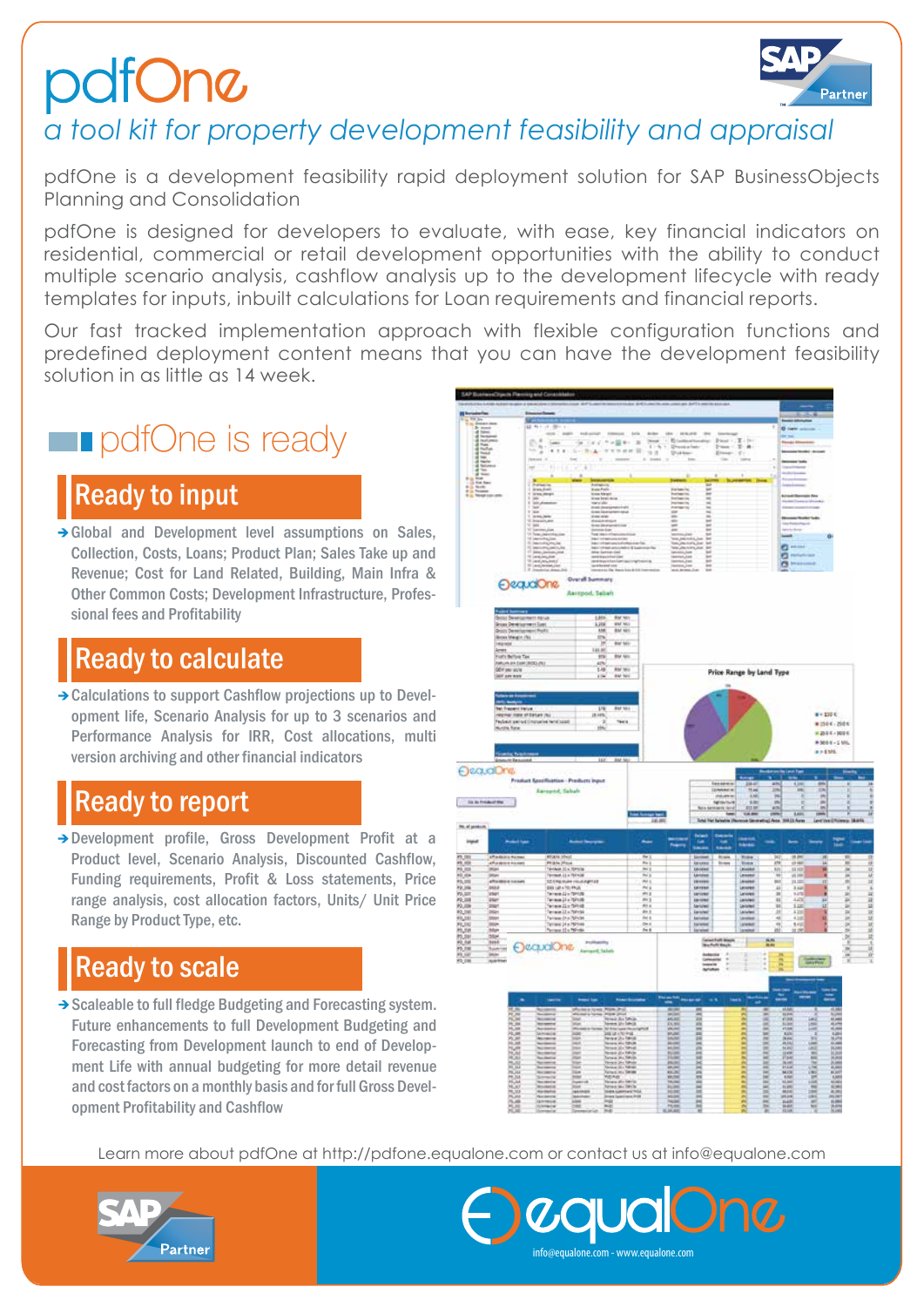# pdfOne

*a tool kit for property development feasibility and appraisal*

pdfOne is a development feasibility rapid deployment solution for SAP BusinessObjects Planning and Consolidation

pdfOne is designed for developers to evaluate, with ease, key financial indicators on residential, commercial or retail development opportunities with the ability to conduct multiple scenario analysis, cashflow analysis up to the development lifecycle with ready templates for inputs, inbuilt calculations for Loan requirements and financial reports.

Our fast tracked implementation approach with flexible configuration functions and predefined deployment content means that you can have the development feasibility solution in as little as 14 week.

## pdfOne is ready

### Ready to input

→ Global and Development level assumptions on Sales, Collection, Costs, Loans; Product Plan; Sales Take up and Revenue; Cost for Land Related, Building, Main Infra & Other Common Costs; Development Infrastructure, Professional fees and Profitability

### Ready to calculate

→ Calculations to support Cashflow projections up to Development life, Scenario Analysis for up to 3 scenarios and Performance Analysis for IRR, Cost allocations, multi version archiving and other financial indicators

### Ready to report

→ Development profile, Gross Development Profit at a Product level, Scenario Analysis, Discounted Cashflow, Funding requirements, Profit & Loss statements, Price range analysis, cost allocation factors, Units/ Unit Price Range by Product Type, etc.

### Ready to scale

→ Scaleable to full fledge Budgeting and Forecasting system. Future enhancements to full Development Budgeting and Forecasting from Development launch to end of Development Life with annual budgeting for more detail revenue and cost factors on a monthly basis and for full Gross Development Profitability and Cashflow

Learn more about pdfOne at http://pdfone.equalone.com or contact us at info@equalone.com

info@equalone.com - www.equalone.com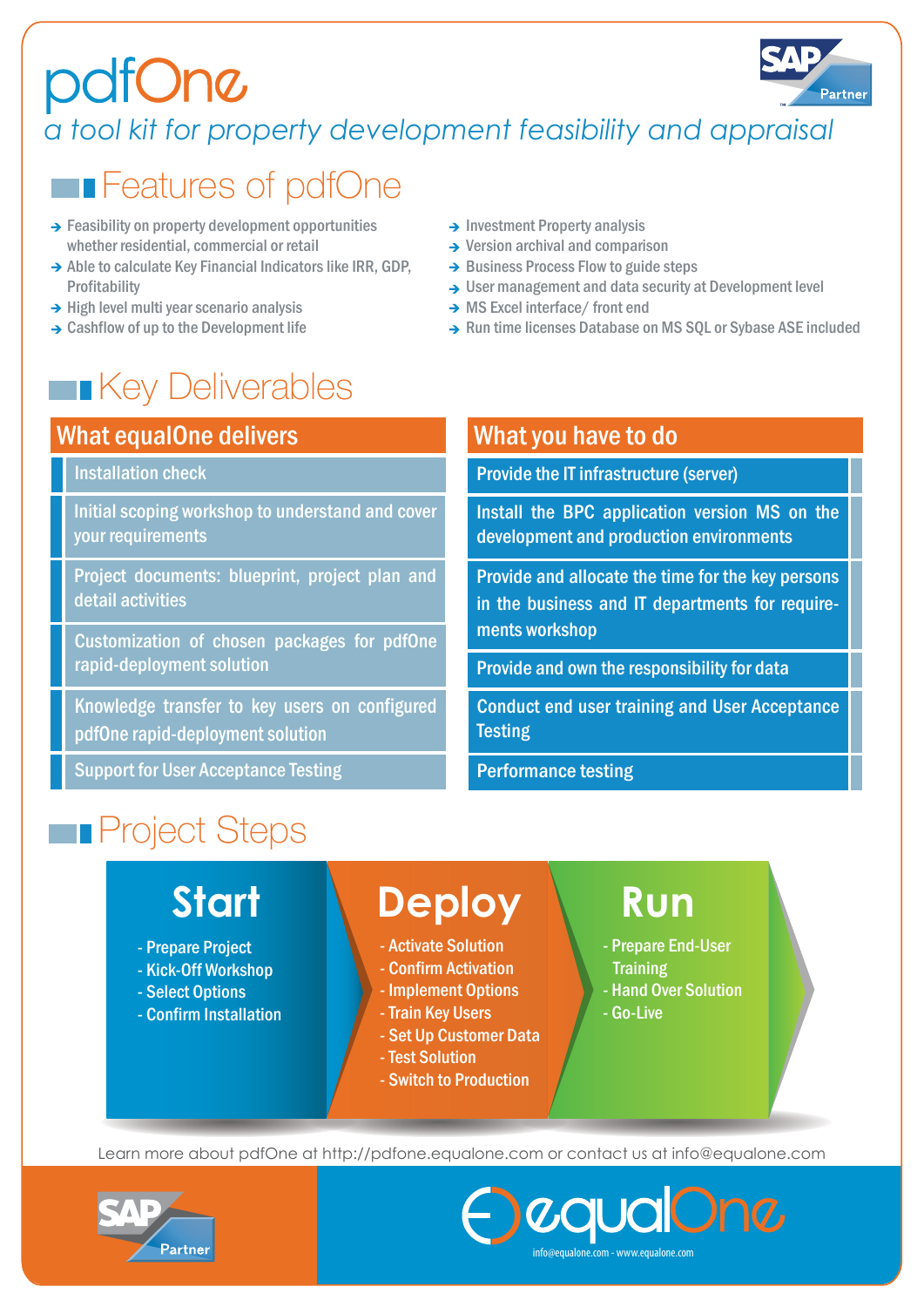# pdfOne

*a tool kit for property development feasibility and appraisal*

## Features of pdfOne

- Feasibility on property development opportunities whether residential, commercial or retail
- Able to calculate Key Financial Indicators like IRR, GDP, Profitability
- High level multi year scenario analysis
- Cashflow of up to the Development life
- Investment Property analysis
- Version archival and comparison
- Business Process Flow to guide steps
- User management and data security at Development level
- MS Excel interface/ front end
- Run time licenses Database on MS SQL or Sybase ASE included

## Key Deliverables

| What equalOne delivers | What you have to do |
|---|---|
| Installation check | Provide the IT infrastructure (server) |
| Initial scoping workshop to understand and cover your requirements | Install the BPC application version MS on the development and production environments |
| Project documents: blueprint, project plan and detail activities | Provide and allocate the time for the key persons in the business and IT departments for requirements workshop |
| Customization of chosen packages for pdfOne rapid-deployment solution | Provide and own the responsibility for data |
| Knowledge transfer to key users on configured pdfOne rapid-deployment solution | Conduct end user training and User Acceptance Testing |
| Support for User Acceptance Testing | Performance testing |

## Project Steps

### Start
- Prepare Project
- Kick-Off Workshop
- Select Options
- Confirm Installation

### Deploy
- Activate Solution
- Confirm Activation
- Implement Options
- Train Key Users
- Set Up Customer Data
- Test Solution
- Switch to Production

### Run
- Prepare End-User Training
- Hand Over Solution
- Go-Live

Learn more about pdfOne at http://pdfone.equalone.com or contact us at info@equalone.com

equalOne

info@equalone.com - www.equalone.com